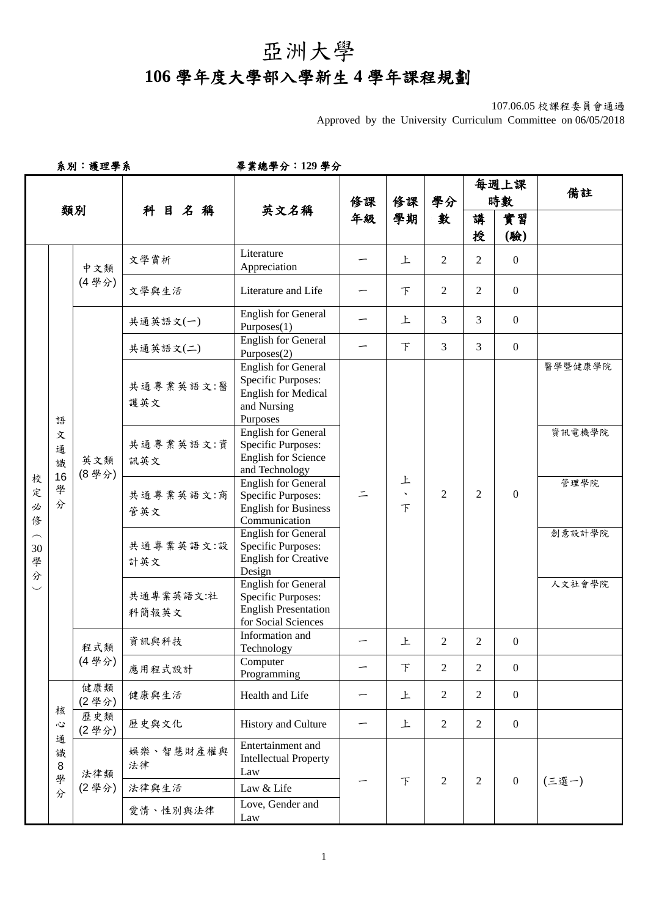# 亞洲大學

# 106 學年度大學部入學新生 4 學年課程規劃

107.06.05 校課程委員會通過
Approved by the University Curriculum Committee on 06/05/2018

系別：護理學系　　　　畢業總學分：129 學分

| 類別 | | | 科目名稱 | 英文名稱 | 修課年級 | 修課學期 | 學分數 | 每週上課時數 | | 備註 |
|---|---|---|---|---|---|---|---|---|---|---|
| | | | | | | | | 講授 | 實習(驗) | |
| 校定必修（30學分） | 語文通識16學分 | 中文類(4學分) | 文學賞析 | Literature Appreciation | 一 | 上 | 2 | 2 | 0 | |
| | | | 文學與生活 | Literature and Life | 一 | 下 | 2 | 2 | 0 | |
| | | 英文類(8學分) | 共通英語文(一) | English for General Purposes(1) | 一 | 上 | 3 | 3 | 0 | |
| | | | 共通英語文(二) | English for General Purposes(2) | 一 | 下 | 3 | 3 | 0 | |
| | | | 共通專業英語文:醫護英文 | English for General Specific Purposes: English for Medical and Nursing Purposes | 二 | 上、下 | 2 | 2 | 0 | 醫學暨健康學院 |
| | | | 共通專業英語文:資訊英文 | English for General Specific Purposes: English for Science and Technology | | | | | | 資訊電機學院 |
| | | | 共通專業英語文:商管英文 | English for General Specific Purposes: English for Business Communication | | | | | | 管理學院 |
| | | | 共通專業英語文:設計英文 | English for General Specific Purposes: English for Creative Design | | | | | | 創意設計學院 |
| | | | 共通專業英語文:社科簡報英文 | English for General Specific Purposes: English Presentation for Social Sciences | | | | | | 人文社會學院 |
| | | 程式類(4學分) | 資訊與科技 | Information and Technology | 一 | 上 | 2 | 2 | 0 | |
| | | | 應用程式設計 | Computer Programming | 一 | 下 | 2 | 2 | 0 | |
| | 核心通識8學分 | 健康類(2學分) | 健康與生活 | Health and Life | 一 | 上 | 2 | 2 | 0 | |
| | | 歷史類(2學分) | 歷史與文化 | History and Culture | 一 | 上 | 2 | 2 | 0 | |
| | | 法律類(2學分) | 娛樂、智慧財產權與法律 | Entertainment and Intellectual Property Law | 一 | 下 | 2 | 2 | 0 | (三選一) |
| | | | 法律與生活 | Law & Life | | | | | | |
| | | | 愛情、性別與法律 | Love, Gender and Law | | | | | | |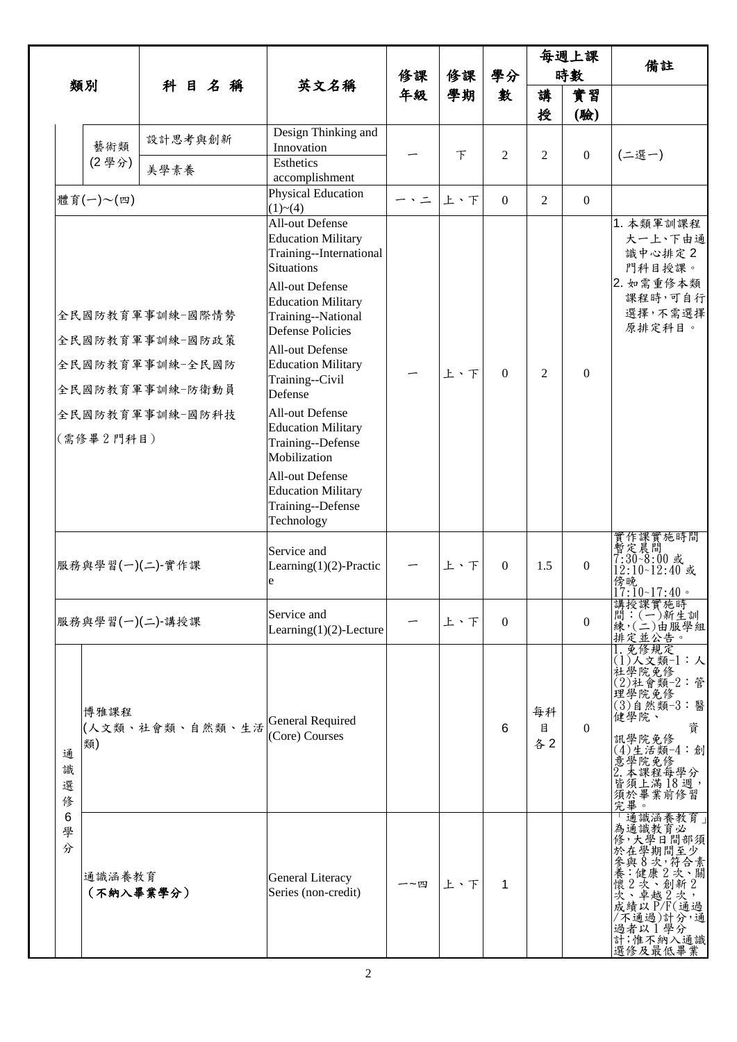| 類別 | | 科 目 名 稱 | 英文名稱 | 修課年級 | 修課學期 | 學分數 | 每週上課時數 | | 備註 |
|---|---|---|---|---|---|---|---|---|---|
| | | | | | | | 講授 | 實習(驗) | |
| | 藝術類(2學分) | 設計思考與創新 | Design Thinking and Innovation | 一 | 下 | 2 | 2 | 0 | (二選一) |
| | | 美學素養 | Esthetics accomplishment | | | | | | |
| 體育(一)~(四) | | | Physical Education (1)~(4) | 一、二 | 上、下 | 0 | 2 | 0 | |
| 全民國防教育軍事訓練-國際情勢<br>全民國防教育軍事訓練-國防政策<br>全民國防教育軍事訓練-全民國防<br>全民國防教育軍事訓練-防衛動員<br>全民國防教育軍事訓練-國防科技<br>(需修畢2門科目) | | | All-out Defense Education Military Training--International Situations<br>All-out Defense Education Military Training--National Defense Policies<br>All-out Defense Education Military Training--Civil Defense<br>All-out Defense Education Military Training--Defense Mobilization<br>All-out Defense Education Military Training--Defense Technology | 一 | 上、下 | 0 | 2 | 0 | 1. 本類軍訓課程大一上、下由通識中心排定2門科目授課。<br>2. 如需重修本類課程時，可自行選擇，不需選擇原排定科目。 |
| 服務與學習(一)(二)-實作課 | | | Service and Learning(1)(2)-Practice | 一 | 上、下 | 0 | 1.5 | 0 | 實作課實施時間暫定晨間7:30~8:00或12:10~12:40或傍晚17:10~17:40。 |
| 服務與學習(一)(二)-講授課 | | | Service and Learning(1)(2)-Lecture | 一 | 上、下 | 0 | | 0 | 講授課實施時間：(一)新生訓練,(二)由服學組排定並公告。 |
| 通識選修6學分 | 博雅課程<br>(人文類、社會類、自然類、生活類) | | General Required (Core) Courses | | | 6 | 每科目各2 | 0 | 1.免修規定<br>(1)人文類-1：人社學院免修<br>(2)社會類-2：管理學院免修<br>(3)自然類-3：醫健學院、資訊學院免修<br>(4)生活類-4：創意學院免修<br>2.本課程每學分皆須上滿18週，須於畢業前修習完畢。 |
| | 通識涵養教育<br>**(不納入畢業學分)** | | General Literacy Series (non-credit) | 一~四 | 上、下 | 1 | | | 「通識涵養教育」為通識教育必修，大學日間部須於在學期間至少參與8次，符合素養：健康2次、關懷2次、創新2次、卓越2次，成績以P/F(通過/不通過)計分，通過者以1學分計；惟不納入通識選修及最低畢業 |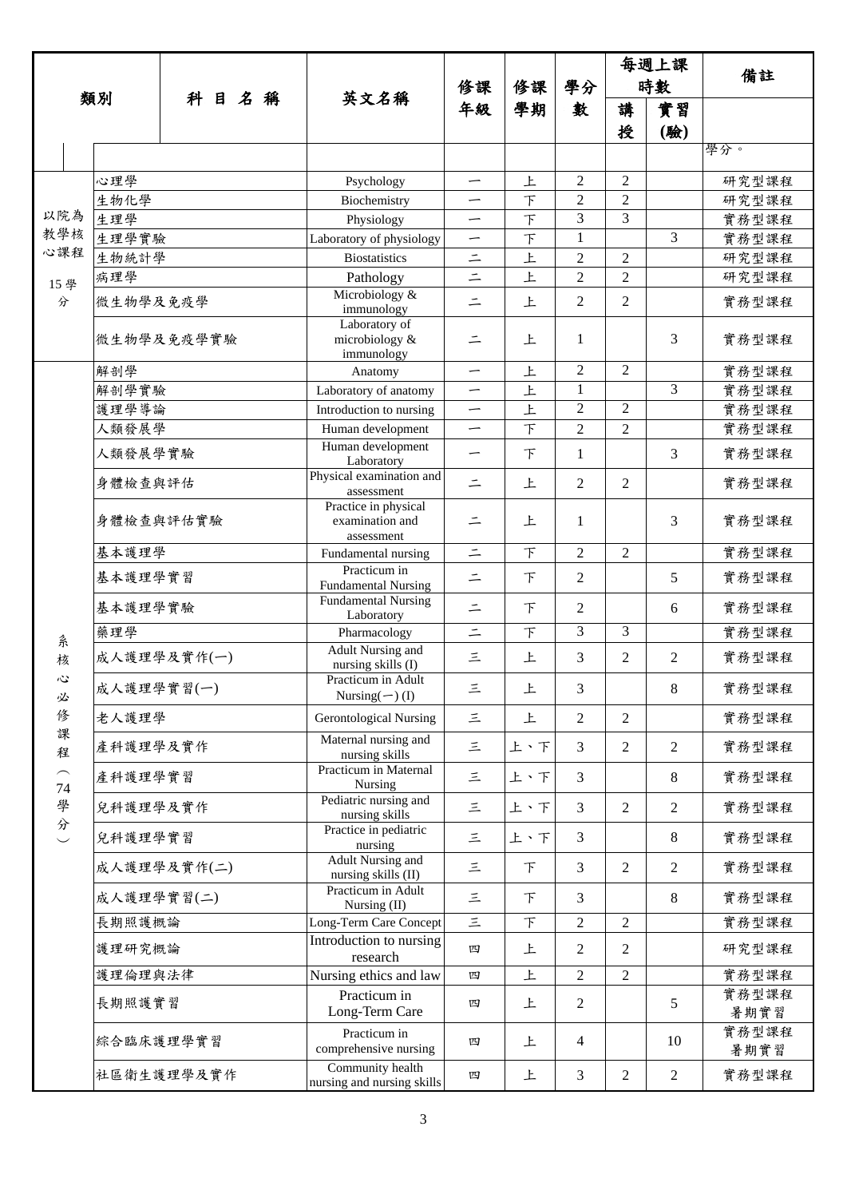| 類別 | 科目名稱 | 英文名稱 | 修課年級 | 修課學期 | 學分數 | 每週上課時數 | | 備註 |
|---|---|---|---|---|---|---|---|---|
| | | | | | | 講授 | 實習(驗) | |
| | | | | | | | | 學分。 |
| 以院為教學核心課程 15學分 | 心理學 | Psychology | 一 | 上 | 2 | 2 | | 研究型課程 |
| | 生物化學 | Biochemistry | 一 | 下 | 2 | 2 | | 研究型課程 |
| | 生理學 | Physiology | 一 | 下 | 3 | 3 | | 實務型課程 |
| | 生理學實驗 | Laboratory of physiology | 一 | 下 | 1 | | 3 | 實務型課程 |
| | 生物統計學 | Biostatistics | 二 | 上 | 2 | 2 | | 研究型課程 |
| | 病理學 | Pathology | 二 | 上 | 2 | 2 | | 研究型課程 |
| | 微生物學及免疫學 | Microbiology & immunology | 二 | 上 | 2 | 2 | | 實務型課程 |
| | 微生物學及免疫學實驗 | Laboratory of microbiology & immunology | 二 | 上 | 1 | | 3 | 實務型課程 |
| 系核心必修課程(74學分) | 解剖學 | Anatomy | 一 | 上 | 2 | 2 | | 實務型課程 |
| | 解剖學實驗 | Laboratory of anatomy | 一 | 上 | 1 | | 3 | 實務型課程 |
| | 護理學導論 | Introduction to nursing | 一 | 上 | 2 | 2 | | 實務型課程 |
| | 人類發展學 | Human development | 一 | 下 | 2 | 2 | | 實務型課程 |
| | 人類發展學實驗 | Human development Laboratory | 一 | 下 | 1 | | 3 | 實務型課程 |
| | 身體檢查與評估 | Physical examination and assessment | 二 | 上 | 2 | 2 | | 實務型課程 |
| | 身體檢查與評估實驗 | Practice in physical examination and assessment | 二 | 上 | 1 | | 3 | 實務型課程 |
| | 基本護理學 | Fundamental nursing | 二 | 下 | 2 | 2 | | 實務型課程 |
| | 基本護理學實習 | Practicum in Fundamental Nursing | 二 | 下 | 2 | | 5 | 實務型課程 |
| | 基本護理學實驗 | Fundamental Nursing Laboratory | 二 | 下 | 2 | | 6 | 實務型課程 |
| | 藥理學 | Pharmacology | 二 | 下 | 3 | 3 | | 實務型課程 |
| | 成人護理學及實作(一) | Adult Nursing and nursing skills (I) | 三 | 上 | 3 | 2 | 2 | 實務型課程 |
| | 成人護理學實習(一) | Practicum in Adult Nursing(一) (I) | 三 | 上 | 3 | | 8 | 實務型課程 |
| | 老人護理學 | Gerontological Nursing | 三 | 上 | 2 | 2 | | 實務型課程 |
| | 產科護理學及實作 | Maternal nursing and nursing skills | 三 | 上、下 | 3 | 2 | 2 | 實務型課程 |
| | 產科護理學實習 | Practicum in Maternal Nursing | 三 | 上、下 | 3 | | 8 | 實務型課程 |
| | 兒科護理學及實作 | Pediatric nursing and nursing skills | 三 | 上、下 | 3 | 2 | 2 | 實務型課程 |
| | 兒科護理學實習 | Practice in pediatric nursing | 三 | 上、下 | 3 | | 8 | 實務型課程 |
| | 成人護理學及實作(二) | Adult Nursing and nursing skills (II) | 三 | 下 | 3 | 2 | 2 | 實務型課程 |
| | 成人護理學實習(二) | Practicum in Adult Nursing (II) | 三 | 下 | 3 | | 8 | 實務型課程 |
| | 長期照護概論 | Long-Term Care Concept | 三 | 下 | 2 | 2 | | 實務型課程 |
| | 護理研究概論 | Introduction to nursing research | 四 | 上 | 2 | 2 | | 研究型課程 |
| | 護理倫理與法律 | Nursing ethics and law | 四 | 上 | 2 | 2 | | 實務型課程 |
| | 長期照護實習 | Practicum in Long-Term Care | 四 | 上 | 2 | | 5 | 實務型課程 暑期實習 |
| | 綜合臨床護理學實習 | Practicum in comprehensive nursing | 四 | 上 | 4 | | 10 | 實務型課程 暑期實習 |
| | 社區衛生護理學及實作 | Community health nursing and nursing skills | 四 | 上 | 3 | 2 | 2 | 實務型課程 |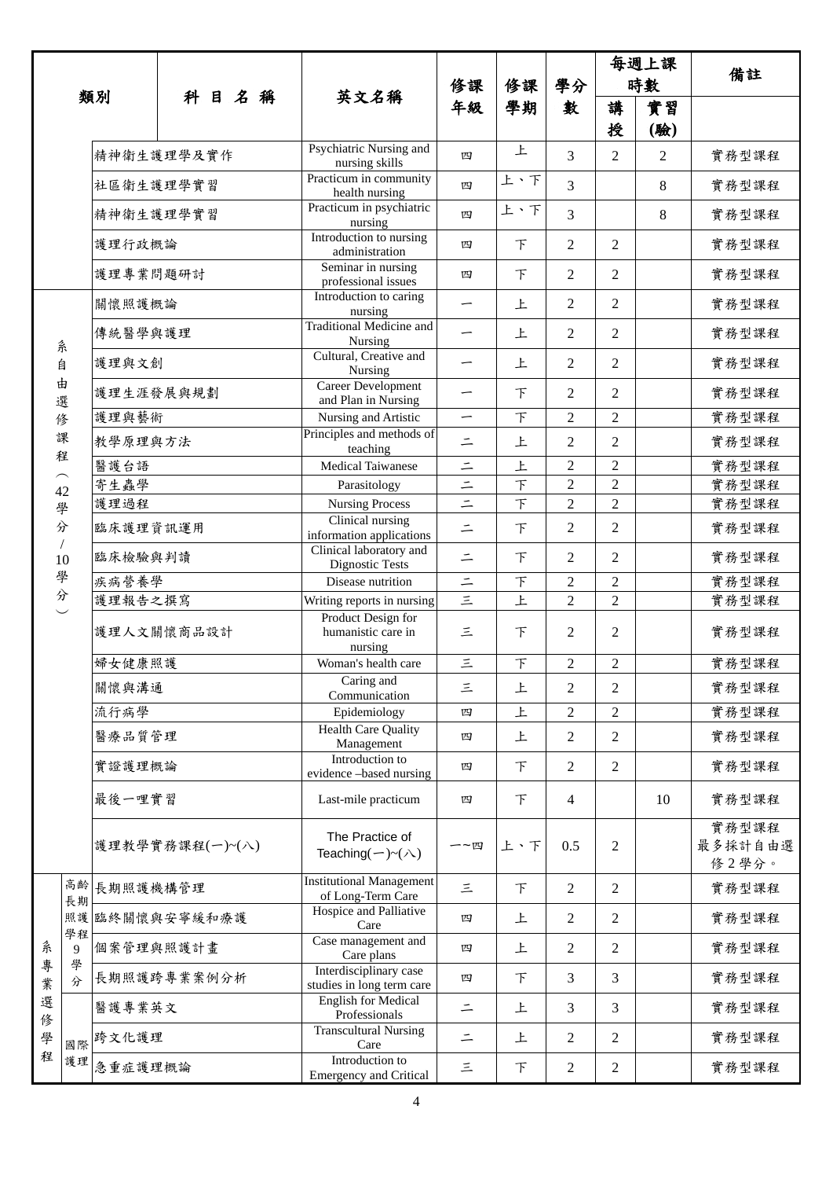| 類別 | | 科 目 名 稱 | 英文名稱 | 修課年級 | 修課學期 | 學分數 | 每週上課時數 | | 備註 |
|---|---|---|---|---|---|---|---|---|---|
| | | | | | | | 講授 | 實習(驗) | |
| | | 精神衛生護理學及實作 | Psychiatric Nursing and nursing skills | 四 | 上 | 3 | 2 | 2 | 實務型課程 |
| | | 社區衛生護理學實習 | Practicum in community health nursing | 四 | 上、下 | 3 | | 8 | 實務型課程 |
| | | 精神衛生護理學實習 | Practicum in psychiatric nursing | 四 | 上、下 | 3 | | 8 | 實務型課程 |
| | | 護理行政概論 | Introduction to nursing administration | 四 | 下 | 2 | 2 | | 實務型課程 |
| | | 護理專業問題研討 | Seminar in nursing professional issues | 四 | 下 | 2 | 2 | | 實務型課程 |
| 系自由選修課程（42學分/10學分） | | 關懷照護概論 | Introduction to caring nursing | 一 | 上 | 2 | 2 | | 實務型課程 |
| | | 傳統醫學與護理 | Traditional Medicine and Nursing | 一 | 上 | 2 | 2 | | 實務型課程 |
| | | 護理與文創 | Cultural, Creative and Nursing | 一 | 上 | 2 | 2 | | 實務型課程 |
| | | 護理生涯發展與規劃 | Career Development and Plan in Nursing | 一 | 下 | 2 | 2 | | 實務型課程 |
| | | 護理與藝術 | Nursing and Artistic | 一 | 下 | 2 | 2 | | 實務型課程 |
| | | 教學原理與方法 | Principles and methods of teaching | 二 | 上 | 2 | 2 | | 實務型課程 |
| | | 醫護台語 | Medical Taiwanese | 二 | 上 | 2 | 2 | | 實務型課程 |
| | | 寄生蟲學 | Parasitology | 二 | 下 | 2 | 2 | | 實務型課程 |
| | | 護理過程 | Nursing Process | 二 | 下 | 2 | 2 | | 實務型課程 |
| | | 臨床護理資訊運用 | Clinical nursing information applications | 二 | 下 | 2 | 2 | | 實務型課程 |
| | | 臨床檢驗與判讀 | Clinical laboratory and Dignostic Tests | 二 | 下 | 2 | 2 | | 實務型課程 |
| | | 疾病營養學 | Disease nutrition | 二 | 下 | 2 | 2 | | 實務型課程 |
| | | 護理報告之撰寫 | Writing reports in nursing | 三 | 上 | 2 | 2 | | 實務型課程 |
| | | 護理人文關懷商品設計 | Product Design for humanistic care in nursing | 三 | 下 | 2 | 2 | | 實務型課程 |
| | | 婦女健康照護 | Woman's health care | 三 | 下 | 2 | 2 | | 實務型課程 |
| | | 關懷與溝通 | Caring and Communication | 三 | 上 | 2 | 2 | | 實務型課程 |
| | | 流行病學 | Epidemiology | 四 | 上 | 2 | 2 | | 實務型課程 |
| | | 醫療品質管理 | Health Care Quality Management | 四 | 上 | 2 | 2 | | 實務型課程 |
| | | 實證護理概論 | Introduction to evidence –based nursing | 四 | 下 | 2 | 2 | | 實務型課程 |
| | | 最後一哩實習 | Last-mile practicum | 四 | 下 | 4 | | 10 | 實務型課程 |
| | | 護理教學實務課程(一)~(八) | The Practice of Teaching(一)~(八) | 一~四 | 上、下 | 0.5 | 2 | | 實務型課程 最多採計自由選修2學分。 |
| 系專業選修學程 | 高齡長期照護學程9學分 | 長期照護機構管理 | Institutional Management of Long-Term Care | 三 | 下 | 2 | 2 | | 實務型課程 |
| | | 臨終關懷與安寧緩和療護 | Hospice and Palliative Care | 四 | 上 | 2 | 2 | | 實務型課程 |
| | | 個案管理與照護計畫 | Case management and Care plans | 四 | 上 | 2 | 2 | | 實務型課程 |
| | | 長期照護跨專業案例分析 | Interdisciplinary case studies in long term care | 四 | 下 | 3 | 3 | | 實務型課程 |
| | 國際護理 | 醫護專業英文 | English for Medical Professionals | 二 | 上 | 3 | 3 | | 實務型課程 |
| | | 跨文化護理 | Transcultural Nursing Care | 二 | 上 | 2 | 2 | | 實務型課程 |
| | | 急重症護理概論 | Introduction to Emergency and Critical | 三 | 下 | 2 | 2 | | 實務型課程 |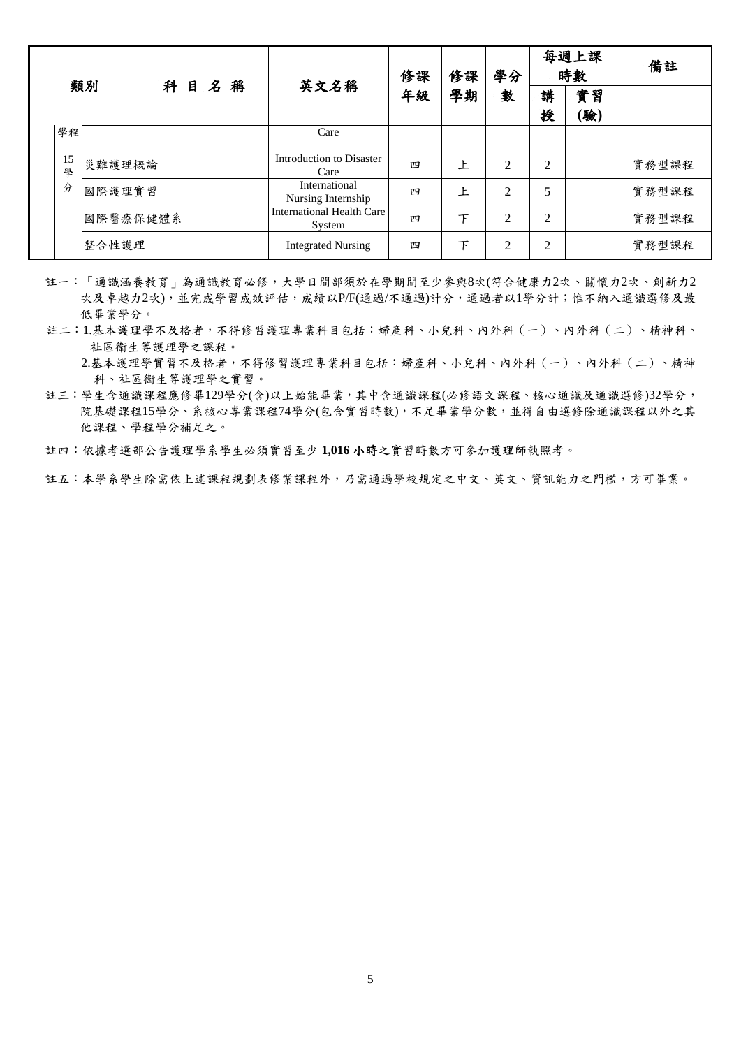| 類別 | | 科 目 名 稱 | 英文名稱 | 修課年級 | 修課學期 | 學分數 | 每週上課時數 | | 備註 |
|---|---|---|---|---|---|---|---|---|---|
| | | | | | | | 講授 | 實習(驗) | |
| 學程 | | | Care | | | | | | |
| 15學分 | | 災難護理概論 | Introduction to Disaster Care | 四 | 上 | 2 | 2 | | 實務型課程 |
| | | 國際護理實習 | International Nursing Internship | 四 | 上 | 2 | 5 | | 實務型課程 |
| | | 國際醫療保健體系 | International Health Care System | 四 | 下 | 2 | 2 | | 實務型課程 |
| | | 整合性護理 | Integrated Nursing | 四 | 下 | 2 | 2 | | 實務型課程 |

註一：「通識涵養教育」為通識教育必修，大學日間部須於在學期間至少參與8次(符合健康力2次、關懷力2次、創新力2次及卓越力2次)，並完成學習成效評估，成績以P/F(通過/不通過)計分，通過者以1學分計；惟不納入通識選修及最低畢業學分。

註二：1.基本護理學不及格者，不得修習護理專業科目包括：婦產科、小兒科、內外科（一）、內外科（二）、精神科、社區衛生等護理學之課程。

2.基本護理學實習不及格者，不得修習護理專業科目包括：婦產科、小兒科、內外科（一）、內外科（二）、精神科、社區衛生等護理學之實習。

註三：學生含通識課程應修畢129學分(含)以上始能畢業，其中含通識課程(必修語文課程、核心通識及通識選修)32學分，院基礎課程15學分、系核心專業課程74學分(包含實習時數)，不足畢業學分數，並得自由選修除通識課程以外之其他課程、學程學分補足之。

註四：依據考選部公告護理學系學生必須實習至少 **1,016 小時**之實習時數方可參加護理師執照考。

註五：本學系學生除需依上述課程規劃表修業課程外，乃需通過學校規定之中文、英文、資訊能力之門檻，方可畢業。